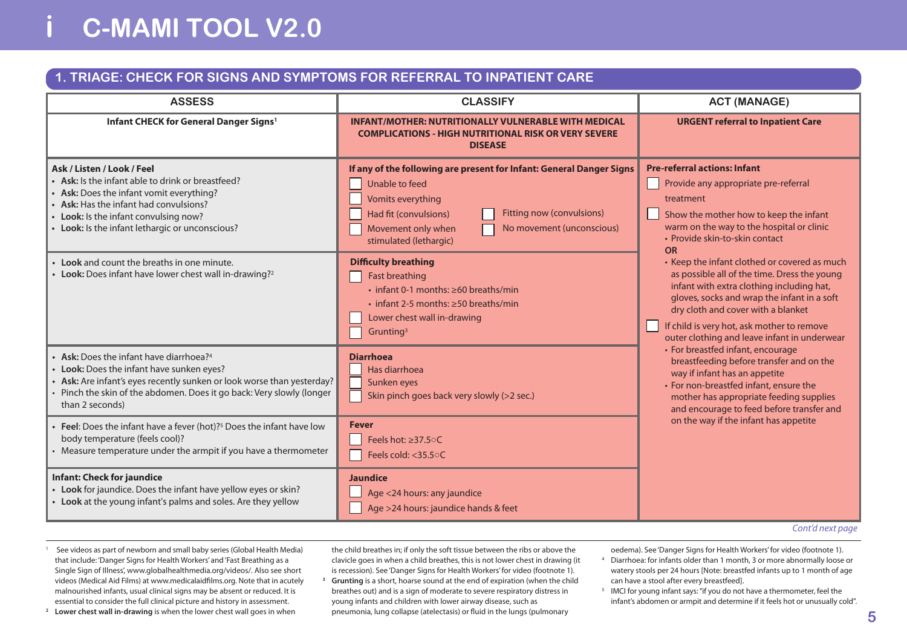# C-MAMI TOOL V2.0

## 1. TRIAGE: CHECK FOR SIGNS AND SYMPTOMS FOR REFERRAL TO INPATIENT CARE

| ASSESS | CLASSIFY | ACT (MANAGE) |
|---|---|---|
| **Infant CHECK for General Danger Signs**[1] | **INFANT/MOTHER: NUTRITIONALLY VULNERABLE WITH MEDICAL COMPLICATIONS - HIGH NUTRITIONAL RISK OR VERY SEVERE DISEASE** | **URGENT referral to Inpatient Care** |
| **Ask / Listen / Look / Feel**<br>• **Ask:** Is the infant able to drink or breastfeed?<br>• **Ask:** Does the infant vomit everything?<br>• **Ask:** Has the infant had convulsions?<br>• **Look:** Is the infant convulsing now?<br>• **Look:** Is the infant lethargic or unconscious? | **If any of the following are present for Infant: General Danger Signs**<br>☐ Unable to feed<br>☐ Vomits everything<br>☐ Had fit (convulsions)<br>☐ Fitting now (convulsions)<br>☐ Movement only when stimulated (lethargic)<br>☐ No movement (unconscious) | **Pre-referral actions: Infant**<br>☐ Provide any appropriate pre-referral treatment<br>☐ Show the mother how to keep the infant warm on the way to the hospital or clinic<br>• Provide skin-to-skin contact<br>**OR**<br>• Keep the infant clothed or covered as much as possible all of the time. Dress the young infant with extra clothing including hat, gloves, socks and wrap the infant in a soft dry cloth and cover with a blanket<br>☐ If child is very hot, ask mother to remove outer clothing and leave infant in underwear<br>• For breastfed infant, encourage breastfeeding before transfer and on the way if infant has an appetite<br>• For non-breastfed infant, ensure the mother has appropriate feeding supplies and encourage to feed before transfer and on the way if the infant has appetite |
| • **Look** and count the breaths in one minute.<br>• **Look:** Does infant have lower chest wall in-drawing?[2] | **Difficulty breathing**<br>☐ Fast breathing<br>• infant 0-1 months: ≥60 breaths/min<br>• infant 2-5 months: ≥50 breaths/min<br>☐ Lower chest wall in-drawing<br>☐ Grunting[3] | |
| • **Ask:** Does the infant have diarrhoea?[4]<br>• **Look:** Does the infant have sunken eyes?<br>• **Ask:** Are infant's eyes recently sunken or look worse than yesterday?<br>• Pinch the skin of the abdomen. Does it go back: Very slowly (longer than 2 seconds) | **Diarrhoea**<br>☐ Has diarrhoea<br>☐ Sunken eyes<br>☐ Skin pinch goes back very slowly (>2 sec.) | |
| • **Feel**: Does the infant have a fever (hot)?[5] Does the infant have low body temperature (feels cool)?<br>• Measure temperature under the armpit if you have a thermometer | **Fever**<br>☐ Feels hot: ≥37.5°C<br>☐ Feels cold: <35.5°C | |
| **Infant: Check for jaundice**<br>• **Look** for jaundice. Does the infant have yellow eyes or skin?<br>• **Look** at the young infant's palms and soles. Are they yellow | **Jaundice**<br>☐ Age <24 hours: any jaundice<br>☐ Age >24 hours: jaundice hands & feet | |

*Cont'd next page*

[1] See videos as part of newborn and small baby series (Global Health Media) that include: 'Danger Signs for Health Workers' and 'Fast Breathing as a Single Sign of Illness', www.globalhealthmedia.org/videos/. Also see short videos (Medical Aid Films) at www.medicalaidfilms.org. Note that in acutely malnourished infants, usual clinical signs may be absent or reduced. It is essential to consider the full clinical picture and history in assessment.

[2] **Lower chest wall in-drawing** is when the lower chest wall goes in when the child breathes in; if only the soft tissue between the ribs or above the clavicle goes in when a child breathes, this is not lower chest in drawing (it is recession). See 'Danger Signs for Health Workers' for video (footnote 1).

[3] **Grunting** is a short, hoarse sound at the end of expiration (when the child breathes out) and is a sign of moderate to severe respiratory distress in young infants and children with lower airway disease, such as pneumonia, lung collapse (atelectasis) or fluid in the lungs (pulmonary oedema). See 'Danger Signs for Health Workers' for video (footnote 1).

[4] Diarrhoea: for infants older than 1 month, 3 or more abnormally loose or watery stools per 24 hours [Note: breastfed infants up to 1 month of age can have a stool after every breastfeed].

[5] IMCI for young infant says: "if you do not have a thermometer, feel the infant's abdomen or armpit and determine if it feels hot or unusually cold".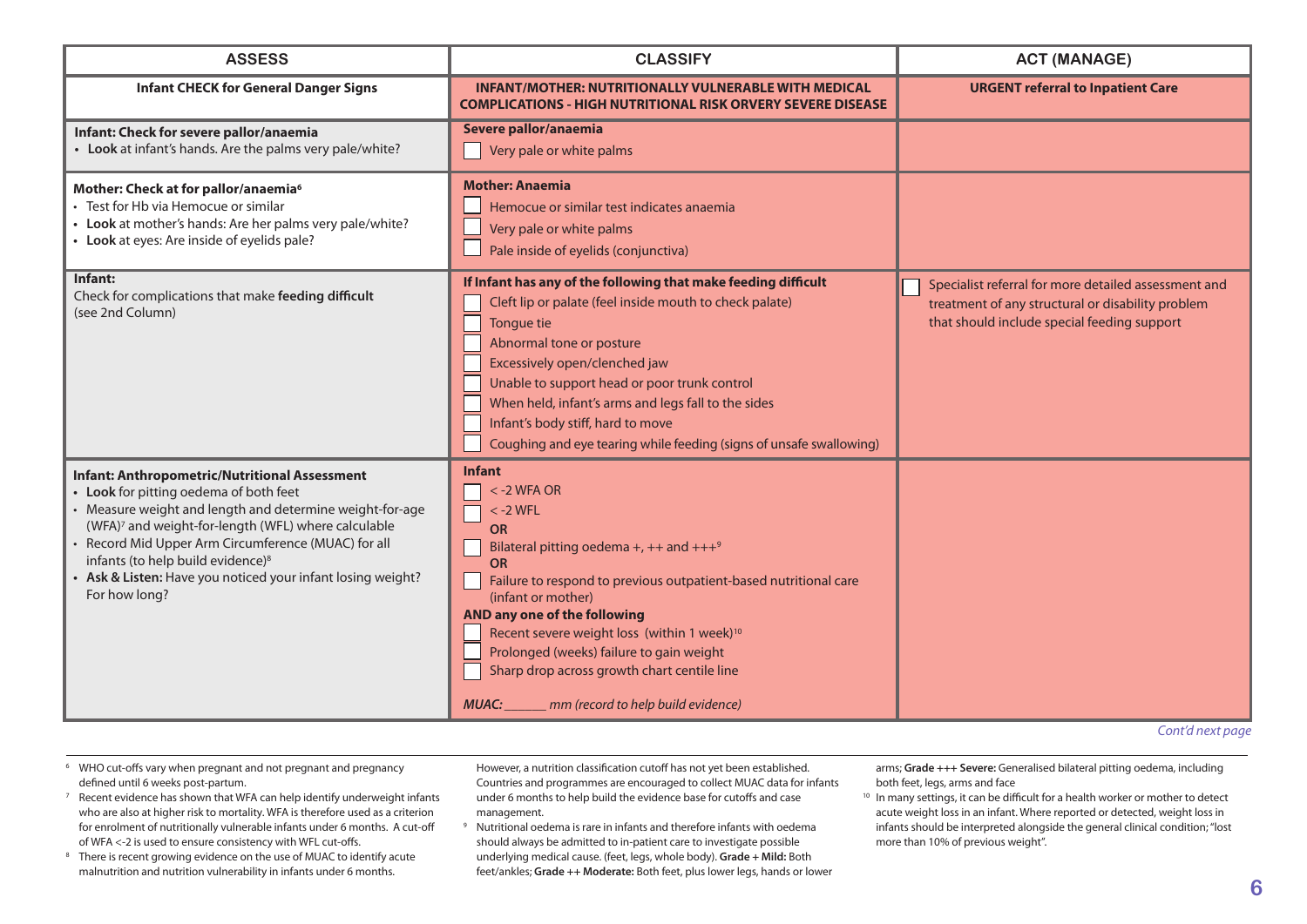| ASSESS | CLASSIFY | ACT (MANAGE) |
|---|---|---|
| **Infant CHECK for General Danger Signs** | **INFANT/MOTHER: NUTRITIONALLY VULNERABLE WITH MEDICAL COMPLICATIONS - HIGH NUTRITIONAL RISK ORVERY SEVERE DISEASE** | **URGENT referral to Inpatient Care** |
| **Infant: Check for severe pallor/anaemia**<br>• **Look** at infant's hands. Are the palms very pale/white? | **Severe pallor/anaemia**<br>☐ Very pale or white palms | |
| **Mother: Check at for pallor/anaemia**[6]<br>• Test for Hb via Hemocue or similar<br>• **Look** at mother's hands: Are her palms very pale/white?<br>• **Look** at eyes: Are inside of eyelids pale? | **Mother: Anaemia**<br>☐ Hemocue or similar test indicates anaemia<br>☐ Very pale or white palms<br>☐ Pale inside of eyelids (conjunctiva) | |
| **Infant:**<br>Check for complications that make **feeding difficult** (see 2nd Column) | **If Infant has any of the following that make feeding difficult**<br>☐ Cleft lip or palate (feel inside mouth to check palate)<br>☐ Tongue tie<br>☐ Abnormal tone or posture<br>☐ Excessively open/clenched jaw<br>☐ Unable to support head or poor trunk control<br>☐ When held, infant's arms and legs fall to the sides<br>☐ Infant's body stiff, hard to move<br>☐ Coughing and eye tearing while feeding (signs of unsafe swallowing) | ☐ Specialist referral for more detailed assessment and treatment of any structural or disability problem that should include special feeding support |
| **Infant: Anthropometric/Nutritional Assessment**<br>• **Look** for pitting oedema of both feet<br>• Measure weight and length and determine weight-for-age (WFA)[7] and weight-for-length (WFL) where calculable<br>• Record Mid Upper Arm Circumference (MUAC) for all infants (to help build evidence)[8]<br>• **Ask & Listen:** Have you noticed your infant losing weight? For how long? | **Infant**<br>☐ < -2 WFA OR<br>☐ < -2 WFL<br>**OR**<br>☐ Bilateral pitting oedema +, ++ and +++[9]<br>**OR**<br>☐ Failure to respond to previous outpatient-based nutritional care (infant or mother)<br>**AND any one of the following**<br>☐ Recent severe weight loss (within 1 week)[10]<br>☐ Prolonged (weeks) failure to gain weight<br>☐ Sharp drop across growth chart centile line<br><br>*MUAC: ______ mm (record to help build evidence)* | |

*Cont'd next page*

[6] WHO cut-offs vary when pregnant and not pregnant and pregnancy defined until 6 weeks post-partum.

[7] Recent evidence has shown that WFA can help identify underweight infants who are also at higher risk to mortality. WFA is therefore used as a criterion for enrolment of nutritionally vulnerable infants under 6 months. A cut-off of WFA <-2 is used to ensure consistency with WFL cut-offs.

[8] There is recent growing evidence on the use of MUAC to identify acute malnutrition and nutrition vulnerability in infants under 6 months. However, a nutrition classification cutoff has not yet been established. Countries and programmes are encouraged to collect MUAC data for infants under 6 months to help build the evidence base for cutoffs and case management.

[9] Nutritional oedema is rare in infants and therefore infants with oedema should always be admitted to in-patient care to investigate possible underlying medical cause. (feet, legs, whole body). **Grade + Mild:** Both feet/ankles; **Grade ++ Moderate:** Both feet, plus lower legs, hands or lower arms; **Grade +++ Severe:** Generalised bilateral pitting oedema, including both feet, legs, arms and face

[10] In many settings, it can be difficult for a health worker or mother to detect acute weight loss in an infant. Where reported or detected, weight loss in infants should be interpreted alongside the general clinical condition; "lost more than 10% of previous weight".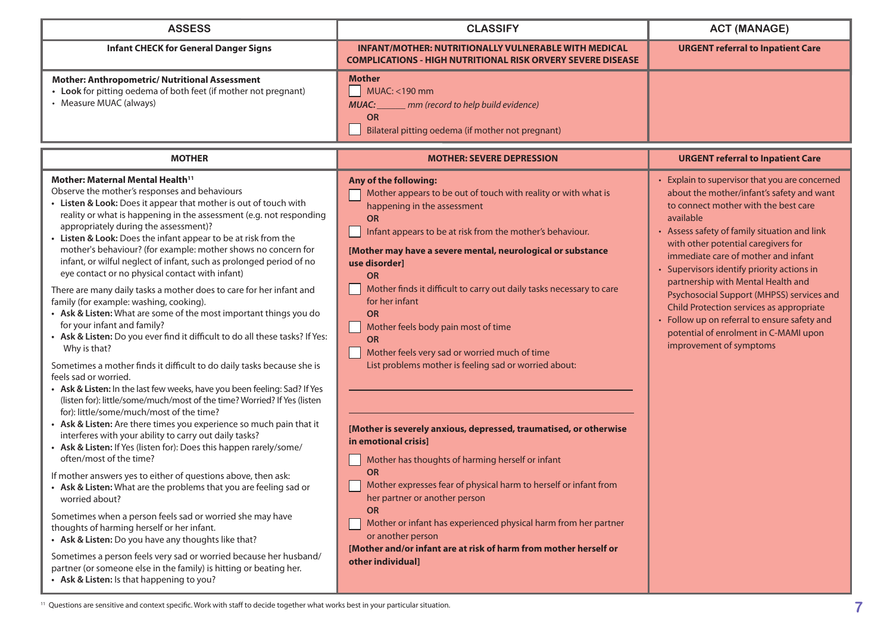| ASSESS | CLASSIFY | ACT (MANAGE) |
|---|---|---|
| **Infant CHECK for General Danger Signs** | **INFANT/MOTHER: NUTRITIONALLY VULNERABLE WITH MEDICAL COMPLICATIONS - HIGH NUTRITIONAL RISK ORVERY SEVERE DISEASE** | **URGENT referral to Inpatient Care** |
| **Mother: Anthropometric/ Nutritional Assessment**<br>• **Look** for pitting oedema of both feet (if mother not pregnant)<br>• Measure MUAC (always) | **Mother**<br>☐ MUAC: <190 mm<br>***MUAC:*** ______ *mm (record to help build evidence)*<br>**OR**<br>☐ Bilateral pitting oedema (if mother not pregnant) | |

| MOTHER | MOTHER: SEVERE DEPRESSION | URGENT referral to Inpatient Care |
|---|---|---|
| **Mother: Maternal Mental Health**[11]<br>Observe the mother's responses and behaviours<br>• **Listen & Look:** Does it appear that mother is out of touch with reality or what is happening in the assessment (e.g. not responding appropriately during the assessment)?<br>• **Listen & Look:** Does the infant appear to be at risk from the mother's behaviour? (for example: mother shows no concern for infant, or wilful neglect of infant, such as prolonged period of no eye contact or no physical contact with infant)<br><br>There are many daily tasks a mother does to care for her infant and family (for example: washing, cooking).<br>• **Ask & Listen:** What are some of the most important things you do for your infant and family?<br>• **Ask & Listen:** Do you ever find it difficult to do all these tasks? If Yes: Why is that?<br><br>Sometimes a mother finds it difficult to do daily tasks because she is feels sad or worried.<br>• **Ask & Listen:** In the last few weeks, have you been feeling: Sad? If Yes (listen for): little/some/much/most of the time? Worried? If Yes (listen for): little/some/much/most of the time?<br>• **Ask & Listen:** Are there times you experience so much pain that it interferes with your ability to carry out daily tasks?<br>• **Ask & Listen:** If Yes (listen for): Does this happen rarely/some/often/most of the time?<br><br>If mother answers yes to either of questions above, then ask:<br>• **Ask & Listen:** What are the problems that you are feeling sad or worried about?<br><br>Sometimes when a person feels sad or worried she may have thoughts of harming herself or her infant.<br>• **Ask & Listen:** Do you have any thoughts like that?<br><br>Sometimes a person feels very sad or worried because her husband/partner (or someone else in the family) is hitting or beating her.<br>• **Ask & Listen:** Is that happening to you? | **Any of the following:**<br>☐ Mother appears to be out of touch with reality or with what is happening in the assessment<br>**OR**<br>☐ Infant appears to be at risk from the mother's behaviour.<br><br>**[Mother may have a severe mental, neurological or substance use disorder]**<br>**OR**<br>☐ Mother finds it difficult to carry out daily tasks necessary to care for her infant<br>**OR**<br>☐ Mother feels body pain most of time<br>**OR**<br>☐ Mother feels very sad or worried much of time<br>List problems mother is feeling sad or worried about:<br>______________________<br>______________________<br><br>**[Mother is severely anxious, depressed, traumatised, or otherwise in emotional crisis]**<br>☐ Mother has thoughts of harming herself or infant<br>**OR**<br>☐ Mother expresses fear of physical harm to herself or infant from her partner or another person<br>**OR**<br>☐ Mother or infant has experienced physical harm from her partner or another person<br>**[Mother and/or infant are at risk of harm from mother herself or other individual]** | • Explain to supervisor that you are concerned about the mother/infant's safety and want to connect mother with the best care available<br>• Assess safety of family situation and link with other potential caregivers for immediate care of mother and infant<br>• Supervisors identify priority actions in partnership with Mental Health and Psychosocial Support (MHPSS) services and Child Protection services as appropriate<br>• Follow up on referral to ensure safety and potential of enrolment in C-MAMI upon improvement of symptoms |

[11] Questions are sensitive and context specific. Work with staff to decide together what works best in your particular situation.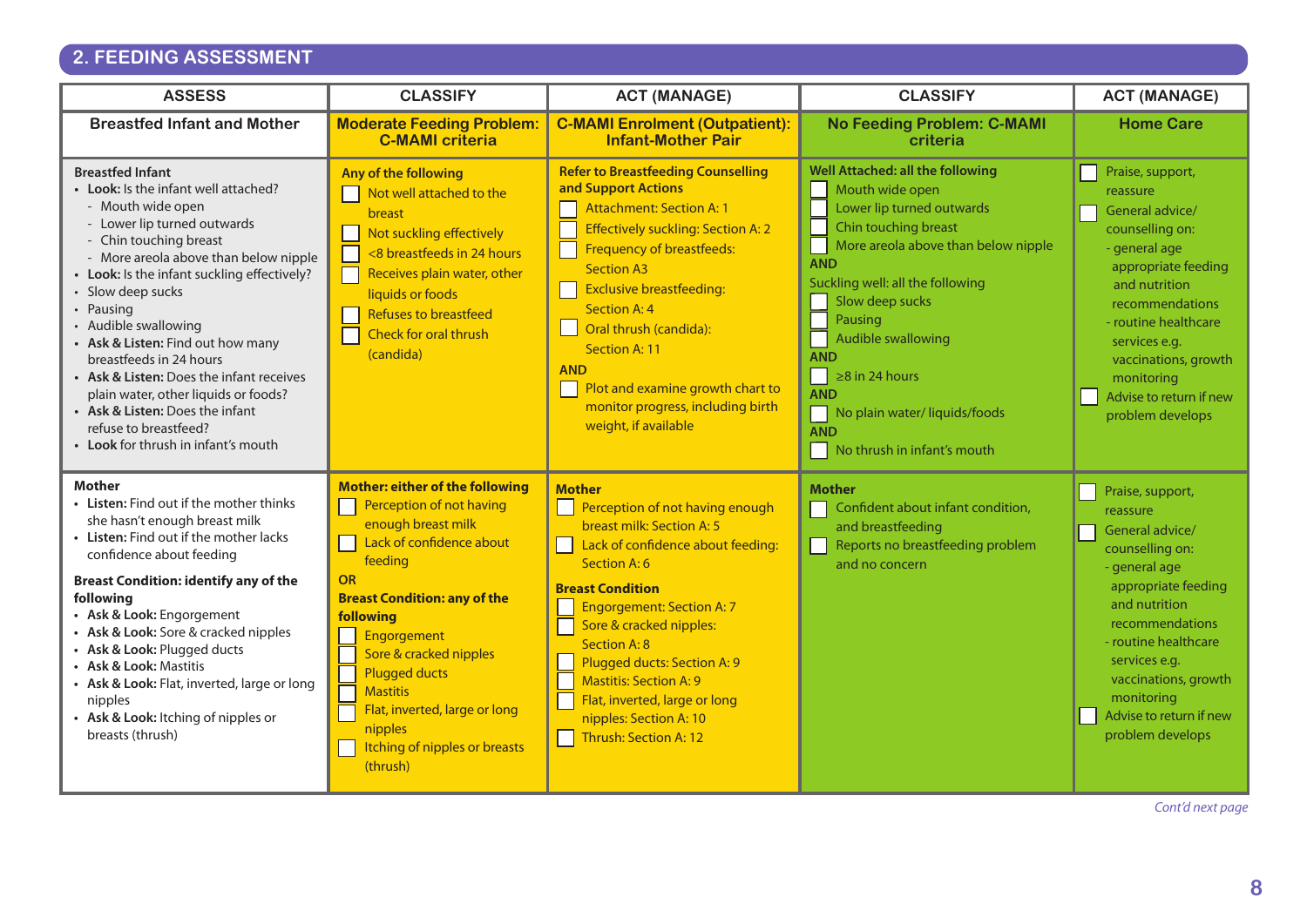## 2. FEEDING ASSESSMENT

| ASSESS | CLASSIFY | ACT (MANAGE) | CLASSIFY | ACT (MANAGE) |
|---|---|---|---|---|
| **Breastfed Infant and Mother** | **Moderate Feeding Problem: C-MAMI criteria** | **C-MAMI Enrolment (Outpatient): Infant-Mother Pair** | **No Feeding Problem: C-MAMI criteria** | **Home Care** |
| **Breastfed Infant**<br>• **Look:** Is the infant well attached?<br>- Mouth wide open<br>- Lower lip turned outwards<br>- Chin touching breast<br>- More areola above than below nipple<br>• **Look:** Is the infant suckling effectively?<br>• Slow deep sucks<br>• Pausing<br>• Audible swallowing<br>• **Ask & Listen:** Find out how many breastfeeds in 24 hours<br>• **Ask & Listen:** Does the infant receives plain water, other liquids or foods?<br>• **Ask & Listen:** Does the infant refuse to breastfeed?<br>• **Look** for thrush in infant's mouth | **Any of the following**<br>☐ Not well attached to the breast<br>☐ Not suckling effectively<br>☐ <8 breastfeeds in 24 hours<br>☐ Receives plain water, other liquids or foods<br>☐ Refuses to breastfeed<br>☐ Check for oral thrush (candida) | **Refer to Breastfeeding Counselling and Support Actions**<br>☐ Attachment: Section A: 1<br>☐ Effectively suckling: Section A: 2<br>☐ Frequency of breastfeeds: Section A3<br>☐ Exclusive breastfeeding: Section A: 4<br>☐ Oral thrush (candida): Section A: 11<br>**AND**<br>☐ Plot and examine growth chart to monitor progress, including birth weight, if available | **Well Attached: all the following**<br>☐ Mouth wide open<br>☐ Lower lip turned outwards<br>☐ Chin touching breast<br>☐ More areola above than below nipple<br>**AND**<br>Suckling well: all the following<br>☐ Slow deep sucks<br>☐ Pausing<br>☐ Audible swallowing<br>**AND**<br>☐ ≥8 in 24 hours<br>**AND**<br>☐ No plain water/ liquids/foods<br>**AND**<br>☐ No thrush in infant's mouth | ☐ Praise, support, reassure<br>☐ General advice/ counselling on:<br>- general age appropriate feeding and nutrition recommendations<br>- routine healthcare services e.g. vaccinations, growth monitoring<br>☐ Advise to return if new problem develops |
| **Mother**<br>• **Listen:** Find out if the mother thinks she hasn't enough breast milk<br>• **Listen:** Find out if the mother lacks confidence about feeding<br><br>**Breast Condition: identify any of the following**<br>• **Ask & Look:** Engorgement<br>• **Ask & Look:** Sore & cracked nipples<br>• **Ask & Look:** Plugged ducts<br>• **Ask & Look:** Mastitis<br>• **Ask & Look:** Flat, inverted, large or long nipples<br>• **Ask & Look:** Itching of nipples or breasts (thrush) | **Mother: either of the following**<br>☐ Perception of not having enough breast milk<br>☐ Lack of confidence about feeding<br>**OR**<br>**Breast Condition: any of the following**<br>☐ Engorgement<br>☐ Sore & cracked nipples<br>☐ Plugged ducts<br>☐ Mastitis<br>☐ Flat, inverted, large or long nipples<br>☐ Itching of nipples or breasts (thrush) | **Mother**<br>☐ Perception of not having enough breast milk: Section A: 5<br>☐ Lack of confidence about feeding: Section A: 6<br><br>**Breast Condition**<br>☐ Engorgement: Section A: 7<br>☐ Sore & cracked nipples: Section A: 8<br>☐ Plugged ducts: Section A: 9<br>☐ Mastitis: Section A: 9<br>☐ Flat, inverted, large or long nipples: Section A: 10<br>☐ Thrush: Section A: 12 | **Mother**<br>☐ Confident about infant condition, and breastfeeding<br>☐ Reports no breastfeeding problem and no concern | ☐ Praise, support, reassure<br>☐ General advice/ counselling on:<br>- general age appropriate feeding and nutrition recommendations<br>- routine healthcare services e.g. vaccinations, growth monitoring<br>☐ Advise to return if new problem develops |

*Cont'd next page*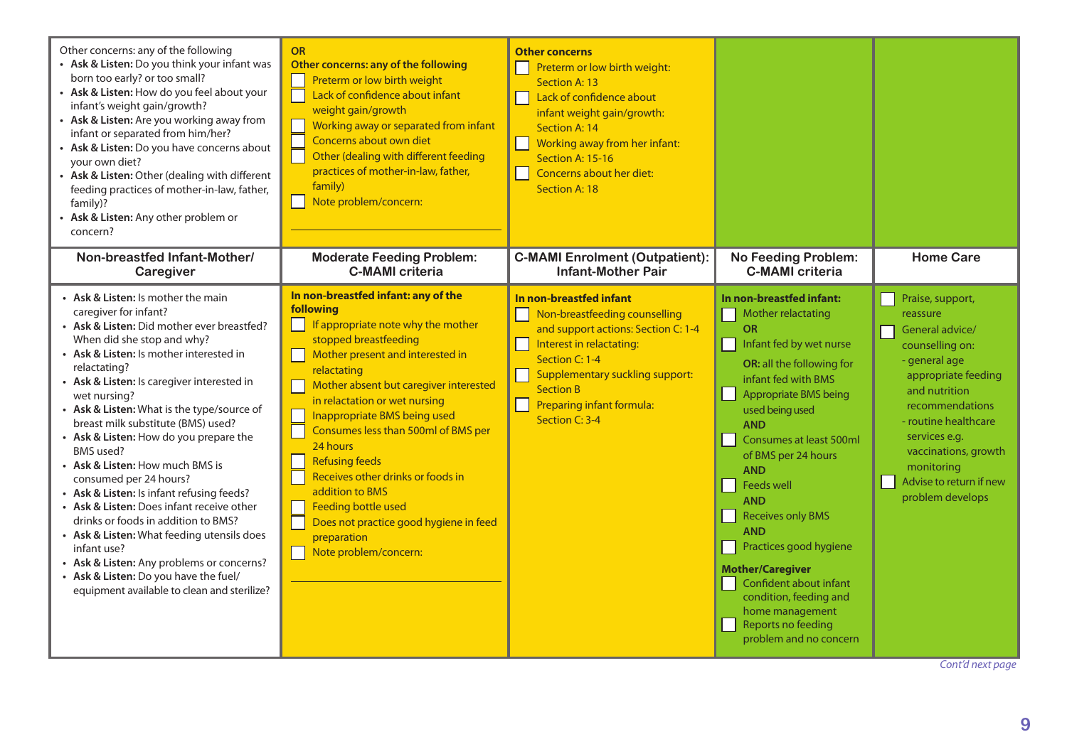| Other concerns: any of the following<br>• **Ask & Listen:** Do you think your infant was born too early? or too small?<br>• **Ask & Listen:** How do you feel about your infant's weight gain/growth?<br>• **Ask & Listen:** Are you working away from infant or separated from him/her?<br>• **Ask & Listen:** Do you have concerns about your own diet?<br>• **Ask & Listen:** Other (dealing with different feeding practices of mother-in-law, father, family)?<br>• **Ask & Listen:** Any other problem or concern? | **OR**<br>**Other concerns: any of the following**<br>☐ Preterm or low birth weight<br>☐ Lack of confidence about infant weight gain/growth<br>☐ Working away or separated from infant<br>☐ Concerns about own diet<br>☐ Other (dealing with different feeding practices of mother-in-law, father, family)<br>☐ Note problem/concern:<br>\_\_\_\_\_\_\_\_\_\_\_\_\_\_\_\_\_\_\_\_ | **Other concerns**<br>☐ Preterm or low birth weight: Section A: 13<br>☐ Lack of confidence about infant weight gain/growth: Section A: 14<br>☐ Working away from her infant: Section A: 15-16<br>☐ Concerns about her diet: Section A: 18 | | |
|---|---|---|---|---|
| **Non-breastfed Infant-Mother/ Caregiver** | **Moderate Feeding Problem: C-MAMI criteria** | **C-MAMI Enrolment (Outpatient): Infant-Mother Pair** | **No Feeding Problem: C-MAMI criteria** | **Home Care** |
| • **Ask & Listen:** Is mother the main caregiver for infant?<br>• **Ask & Listen:** Did mother ever breastfed? When did she stop and why?<br>• **Ask & Listen:** Is mother interested in relactating?<br>• **Ask & Listen:** Is caregiver interested in wet nursing?<br>• **Ask & Listen:** What is the type/source of breast milk substitute (BMS) used?<br>• **Ask & Listen:** How do you prepare the BMS used?<br>• **Ask & Listen:** How much BMS is consumed per 24 hours?<br>• **Ask & Listen:** Is infant refusing feeds?<br>• **Ask & Listen:** Does infant receive other drinks or foods in addition to BMS?<br>• **Ask & Listen:** What feeding utensils does infant use?<br>• **Ask & Listen:** Any problems or concerns?<br>• **Ask & Listen:** Do you have the fuel/ equipment available to clean and sterilize? | **In non-breastfed infant: any of the following**<br>☐ If appropriate note why the mother stopped breastfeeding<br>☐ Mother present and interested in relactating<br>☐ Mother absent but caregiver interested in relactation or wet nursing<br>☐ Inappropriate BMS being used<br>☐ Consumes less than 500ml of BMS per 24 hours<br>☐ Refusing feeds<br>☐ Receives other drinks or foods in addition to BMS<br>☐ Feeding bottle used<br>☐ Does not practice good hygiene in feed preparation<br>☐ Note problem/concern:<br>\_\_\_\_\_\_\_\_\_\_\_\_\_\_\_\_\_\_\_\_ | **In non-breastfed infant**<br>☐ Non-breastfeeding counselling and support actions: Section C: 1-4<br>☐ Interest in relactating: Section C: 1-4<br>☐ Supplementary suckling support: Section B<br>☐ Preparing infant formula: Section C: 3-4 | **In non-breastfed infant:**<br>☐ Mother relactating<br>**OR**<br>☐ Infant fed by wet nurse<br>**OR:** all the following for infant fed with BMS<br>☐ Appropriate BMS being used being used<br>**AND**<br>☐ Consumes at least 500ml of BMS per 24 hours<br>**AND**<br>☐ Feeds well<br>**AND**<br>☐ Receives only BMS<br>**AND**<br>☐ Practices good hygiene<br>**Mother/Caregiver**<br>☐ Confident about infant condition, feeding and home management<br>☐ Reports no feeding problem and no concern | ☐ Praise, support, reassure<br>☐ General advice/ counselling on:<br>- general age appropriate feeding and nutrition recommendations<br>- routine healthcare services e.g. vaccinations, growth monitoring<br>☐ Advise to return if new problem develops |

*Cont'd next page*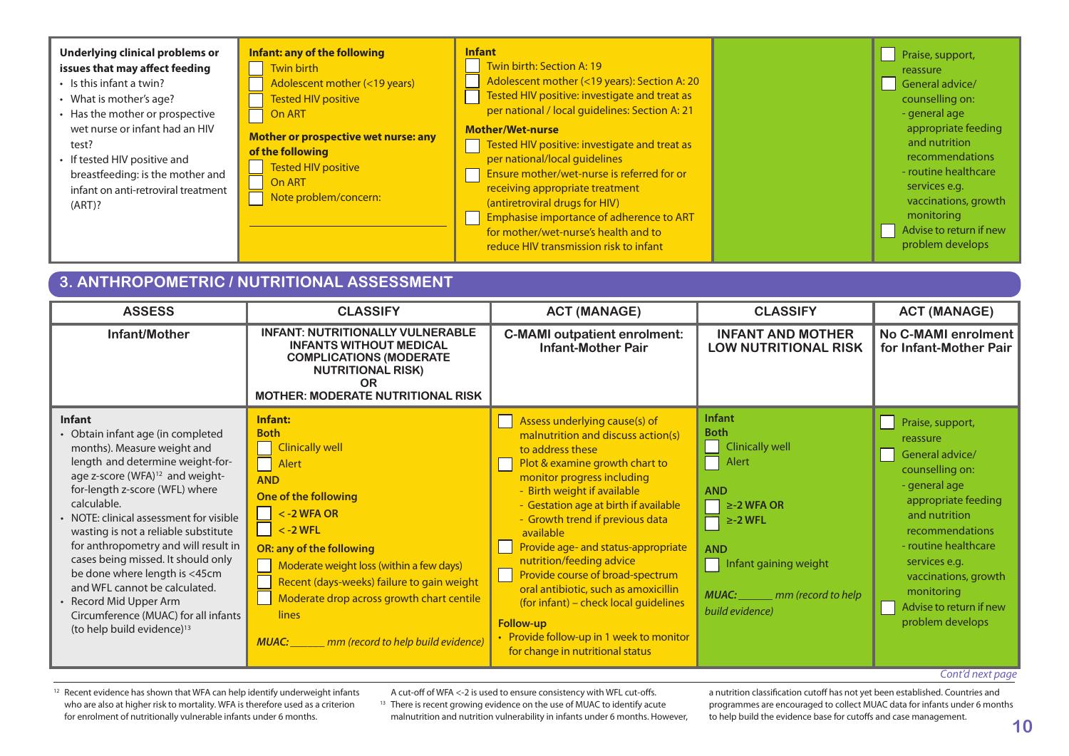| Underlying clinical problems or issues that may affect feeding | Infant: any of the following | Infant |  |  |
|---|---|---|---|---|
| • Is this infant a twin?<br>• What is mother's age?<br>• Has the mother or prospective wet nurse or infant had an HIV test?<br>• If tested HIV positive and breastfeeding: is the mother and infant on anti-retroviral treatment (ART)? | ☐ Twin birth<br>☐ Adolescent mother (<19 years)<br>☐ Tested HIV positive<br>☐ On ART<br><br>**Mother or prospective wet nurse: any of the following**<br>☐ Tested HIV positive<br>☐ On ART<br>☐ Note problem/concern:<br>______________________ | ☐ Twin birth: Section A: 19<br>☐ Adolescent mother (<19 years): Section A: 20<br>☐ Tested HIV positive: investigate and treat as per national / local guidelines: Section A: 21<br><br>**Mother/Wet-nurse**<br>☐ Tested HIV positive: investigate and treat as per national/local guidelines<br>☐ Ensure mother/wet-nurse is referred for or receiving appropriate treatment (antiretroviral drugs for HIV)<br>☐ Emphasise importance of adherence to ART for mother/wet-nurse's health and to reduce HIV transmission risk to infant | | ☐ Praise, support, reassure<br>☐ General advice/ counselling on:<br>- general age appropriate feeding and nutrition recommendations<br>- routine healthcare services e.g. vaccinations, growth monitoring<br>☐ Advise to return if new problem develops |

## 3. ANTHROPOMETRIC / NUTRITIONAL ASSESSMENT

| ASSESS | CLASSIFY | ACT (MANAGE) | CLASSIFY | ACT (MANAGE) |
|---|---|---|---|---|
| **Infant/Mother** | **INFANT: NUTRITIONALLY VULNERABLE INFANTS WITHOUT MEDICAL COMPLICATIONS (MODERATE NUTRITIONAL RISK) OR MOTHER: MODERATE NUTRITIONAL RISK** | **C-MAMI outpatient enrolment: Infant-Mother Pair** | **INFANT AND MOTHER LOW NUTRITIONAL RISK** | **No C-MAMI enrolment for Infant-Mother Pair** |
| **Infant**<br>• Obtain infant age (in completed months). Measure weight and length and determine weight-for-age z-score (WFA)[12] and weight-for-length z-score (WFL) where calculable.<br>• NOTE: clinical assessment for visible wasting is not a reliable substitute for anthropometry and will result in cases being missed. It should only be done where length is <45cm and WFL cannot be calculated.<br>• Record Mid Upper Arm Circumference (MUAC) for all infants (to help build evidence)[13] | **Infant:**<br>**Both**<br>☐ Clinically well<br>☐ Alert<br>**AND**<br>**One of the following**<br>☐ < -2 WFA OR<br>☐ < -2 WFL<br>**OR: any of the following**<br>☐ Moderate weight loss (within a few days)<br>☐ Recent (days-weeks) failure to gain weight<br>☐ Moderate drop across growth chart centile lines<br><br>*MUAC: ______ mm (record to help build evidence)* | ☐ Assess underlying cause(s) of malnutrition and discuss action(s) to address these<br>☐ Plot & examine growth chart to monitor progress including<br>- Birth weight if available<br>- Gestation age at birth if available<br>- Growth trend if previous data available<br>☐ Provide age- and status-appropriate nutrition/feeding advice<br>☐ Provide course of broad-spectrum oral antibiotic, such as amoxicillin (for infant) – check local guidelines<br><br>**Follow-up**<br>• Provide follow-up in 1 week to monitor for change in nutritional status | **Infant**<br>**Both**<br>☐ Clinically well<br>☐ Alert<br><br>**AND**<br>☐ ≥-2 WFA OR<br>☐ ≥-2 WFL<br><br>**AND**<br>☐ Infant gaining weight<br><br>*MUAC: ______ mm (record to help build evidence)* | ☐ Praise, support, reassure<br>☐ General advice/ counselling on:<br>- general age appropriate feeding and nutrition recommendations<br>- routine healthcare services e.g. vaccinations, growth monitoring<br>☐ Advise to return if new problem develops |

*Cont'd next page*

[12] Recent evidence has shown that WFA can help identify underweight infants who are also at higher risk to mortality. WFA is therefore used as a criterion for enrolment of nutritionally vulnerable infants under 6 months. A cut-off of WFA <-2 is used to ensure consistency with WFL cut-offs.

[13] There is recent growing evidence on the use of MUAC to identify acute malnutrition and nutrition vulnerability in infants under 6 months. However, a nutrition classification cutoff has not yet been established. Countries and programmes are encouraged to collect MUAC data for infants under 6 months to help build the evidence base for cutoffs and case management.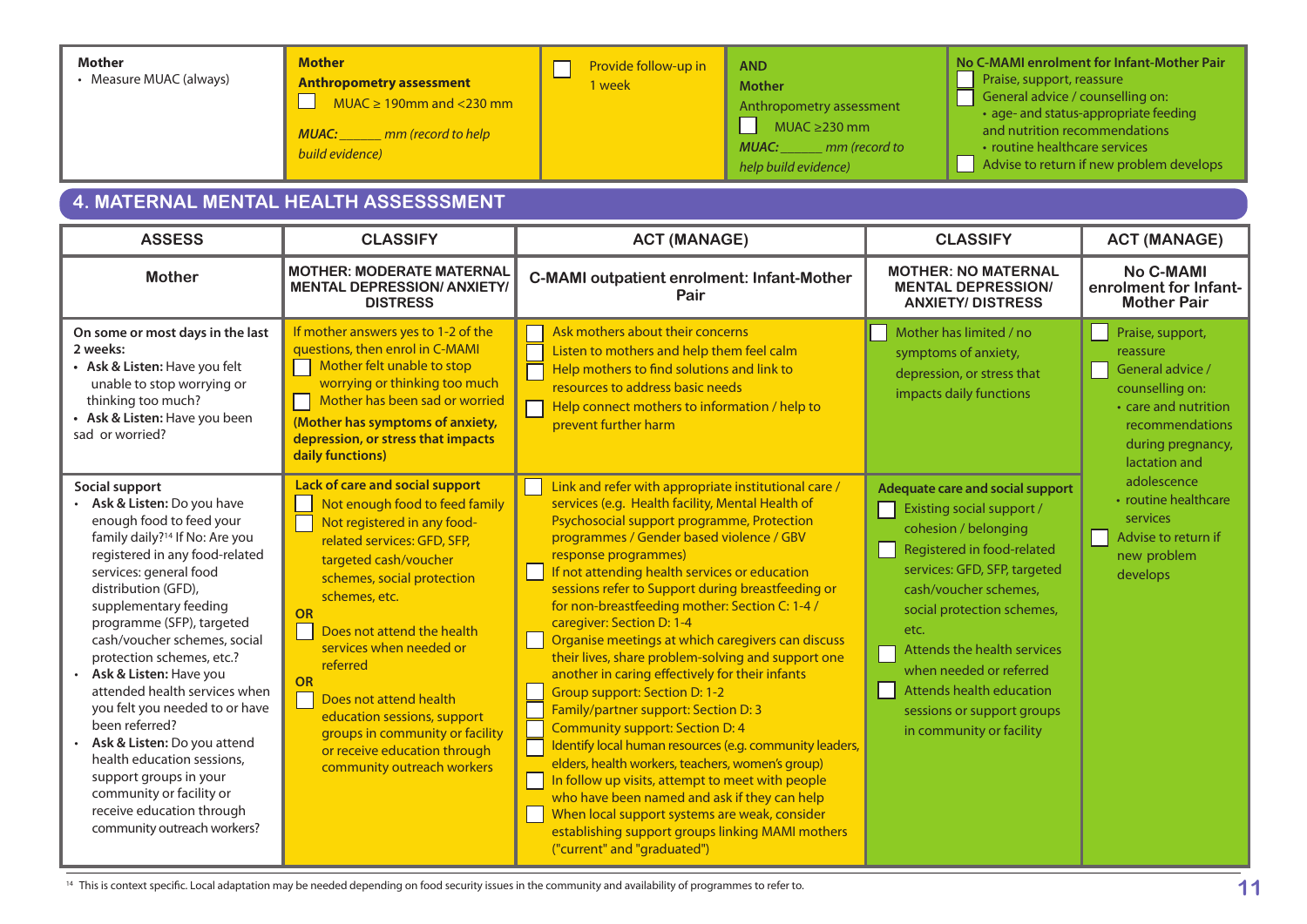| | | | | |
|---|---|---|---|---|
| **Mother**<br>• Measure MUAC (always) | **Mother**<br>**Anthropometry assessment**<br>☐ MUAC ≥ 190mm and <230 mm<br>*MUAC: ______ mm (record to help build evidence)* | ☐ Provide follow-up in 1 week | **AND**<br>**Mother**<br>Anthropometry assessment<br>☐ MUAC ≥230 mm<br>*MUAC: ______ mm (record to help build evidence)* | **No C-MAMI enrolment for Infant-Mother Pair**<br>☐ Praise, support, reassure<br>☐ General advice / counselling on:<br>• age- and status-appropriate feeding and nutrition recommendations<br>• routine healthcare services<br>☐ Advise to return if new problem develops |

## 4. MATERNAL MENTAL HEALTH ASSESSSMENT

| ASSESS | CLASSIFY | ACT (MANAGE) | CLASSIFY | ACT (MANAGE) |
|---|---|---|---|---|
| **Mother** | **MOTHER: MODERATE MATERNAL MENTAL DEPRESSION/ ANXIETY/ DISTRESS** | **C-MAMI outpatient enrolment: Infant-Mother Pair** | **MOTHER: NO MATERNAL MENTAL DEPRESSION/ ANXIETY/ DISTRESS** | **No C-MAMI enrolment for Infant-Mother Pair** |
| **On some or most days in the last 2 weeks:**<br>• **Ask & Listen:** Have you felt unable to stop worrying or thinking too much?<br>• **Ask & Listen:** Have you been sad or worried? | If mother answers yes to 1-2 of the questions, then enrol in C-MAMI<br>☐ Mother felt unable to stop worrying or thinking too much<br>☐ Mother has been sad or worried<br>**(Mother has symptoms of anxiety, depression, or stress that impacts daily functions)** | ☐ Ask mothers about their concerns<br>☐ Listen to mothers and help them feel calm<br>☐ Help mothers to find solutions and link to resources to address basic needs<br>☐ Help connect mothers to information / help to prevent further harm | ☐ Mother has limited / no symptoms of anxiety, depression, or stress that impacts daily functions | ☐ Praise, support, reassure<br>☐ General advice / counselling on:<br>• care and nutrition recommendations during pregnancy, lactation and adolescence<br>• routine healthcare services<br>☐ Advise to return if new problem develops |
| **Social support**<br>• **Ask & Listen:** Do you have enough food to feed your family daily?[14] If No: Are you registered in any food-related services: general food distribution (GFD), supplementary feeding programme (SFP), targeted cash/voucher schemes, social protection schemes, etc.?<br>• **Ask & Listen:** Have you attended health services when you felt you needed to or have been referred?<br>• **Ask & Listen:** Do you attend health education sessions, support groups in your community or facility or receive education through community outreach workers? | **Lack of care and social support**<br>☐ Not enough food to feed family<br>☐ Not registered in any food-related services: GFD, SFP, targeted cash/voucher schemes, social protection schemes, etc.<br>**OR**<br>☐ Does not attend the health services when needed or referred<br>**OR**<br>☐ Does not attend health education sessions, support groups in community or facility or receive education through community outreach workers | ☐ Link and refer with appropriate institutional care / services (e.g. Health facility, Mental Health of Psychosocial support programme, Protection programmes / Gender based violence / GBV response programmes)<br>☐ If not attending health services or education sessions refer to Support during breastfeeding or for non-breastfeeding mother: Section C: 1-4 / caregiver: Section D: 1-4<br>☐ Organise meetings at which caregivers can discuss their lives, share problem-solving and support one another in caring effectively for their infants<br>☐ Group support: Section D: 1-2<br>☐ Family/partner support: Section D: 3<br>☐ Community support: Section D: 4<br>☐ Identify local human resources (e.g. community leaders, elders, health workers, teachers, women's group)<br>☐ In follow up visits, attempt to meet with people who have been named and ask if they can help<br>☐ When local support systems are weak, consider establishing support groups linking MAMI mothers ("current" and "graduated") | **Adequate care and social support**<br>☐ Existing social support / cohesion / belonging<br>☐ Registered in food-related services: GFD, SFP, targeted cash/voucher schemes, social protection schemes, etc.<br>☐ Attends the health services when needed or referred<br>☐ Attends health education sessions or support groups in community or facility | |

[14] This is context specific. Local adaptation may be needed depending on food security issues in the community and availability of programmes to refer to.